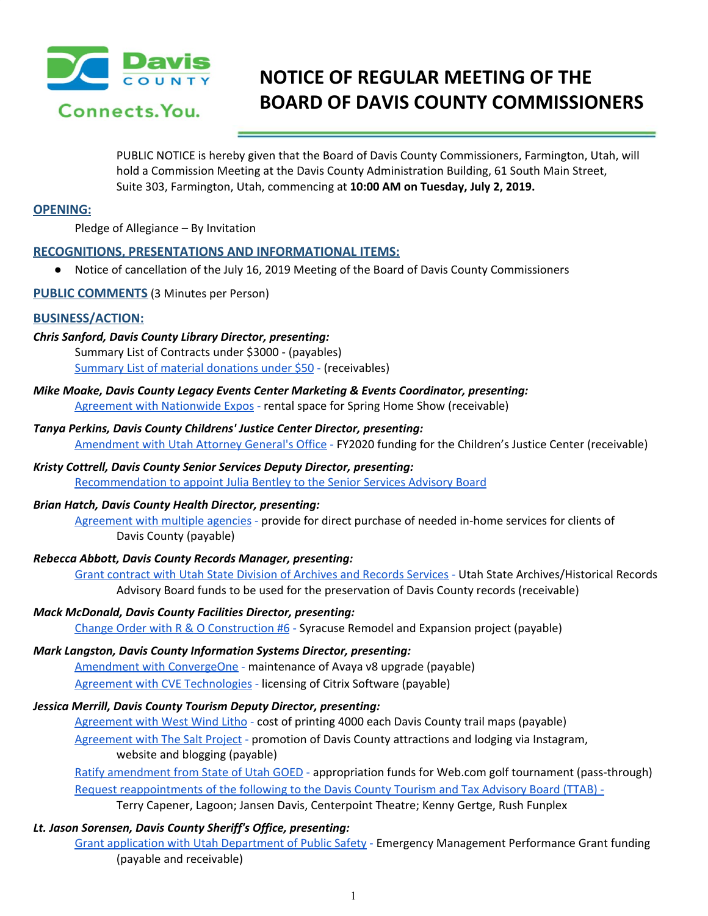# NOTICE OF REGULAR MEETING OF THE BOARD OF DAVIS COUNTY COMMISSIONERS

PUBLIC NOTICE is hereby given that the Board of Davis County Commissioners, Farmington, Utah, will hold a Commission Meeting at the Davis County Administration Building, 61 South Main Street, Suite 303, Farmington, Utah, commencing at **10:00 AM on Tuesday, July 2, 2019.**

## OPENING:

Pledge of Allegiance – By Invitation

## RECOGNITIONS, PRESENTATIONS AND INFORMATIONAL ITEMS:

- Notice of cancellation of the July 16, 2019 Meeting of the Board of Davis County Commissioners

## PUBLIC COMMENTS (3 Minutes per Person)

## BUSINESS/ACTION:

***Chris Sanford, Davis County Library Director, presenting:***

Summary List of Contracts under $3000 - (payables)

Summary List of material donations under $50 - (receivables)

***Mike Moake, Davis County Legacy Events Center Marketing & Events Coordinator, presenting:***

Agreement with Nationwide Expos - rental space for Spring Home Show (receivable)

***Tanya Perkins, Davis County Childrens' Justice Center Director, presenting:***

Amendment with Utah Attorney General's Office - FY2020 funding for the Children's Justice Center (receivable)

***Kristy Cottrell, Davis County Senior Services Deputy Director, presenting:***

Recommendation to appoint Julia Bentley to the Senior Services Advisory Board

***Brian Hatch, Davis County Health Director, presenting:***

Agreement with multiple agencies - provide for direct purchase of needed in-home services for clients of Davis County (payable)

***Rebecca Abbott, Davis County Records Manager, presenting:***

Grant contract with Utah State Division of Archives and Records Services - Utah State Archives/Historical Records Advisory Board funds to be used for the preservation of Davis County records (receivable)

***Mack McDonald, Davis County Facilities Director, presenting:***

Change Order with R & O Construction #6 - Syracuse Remodel and Expansion project (payable)

***Mark Langston, Davis County Information Systems Director, presenting:***

Amendment with ConvergeOne - maintenance of Avaya v8 upgrade (payable)

Agreement with CVE Technologies - licensing of Citrix Software (payable)

***Jessica Merrill, Davis County Tourism Deputy Director, presenting:***

Agreement with West Wind Litho - cost of printing 4000 each Davis County trail maps (payable)

Agreement with The Salt Project - promotion of Davis County attractions and lodging via Instagram, website and blogging (payable)

Ratify amendment from State of Utah GOED - appropriation funds for Web.com golf tournament (pass-through)

Request reappointments of the following to the Davis County Tourism and Tax Advisory Board (TTAB) - Terry Capener, Lagoon; Jansen Davis, Centerpoint Theatre; Kenny Gertge, Rush Funplex

***Lt. Jason Sorensen, Davis County Sheriff's Office, presenting:***

Grant application with Utah Department of Public Safety - Emergency Management Performance Grant funding (payable and receivable)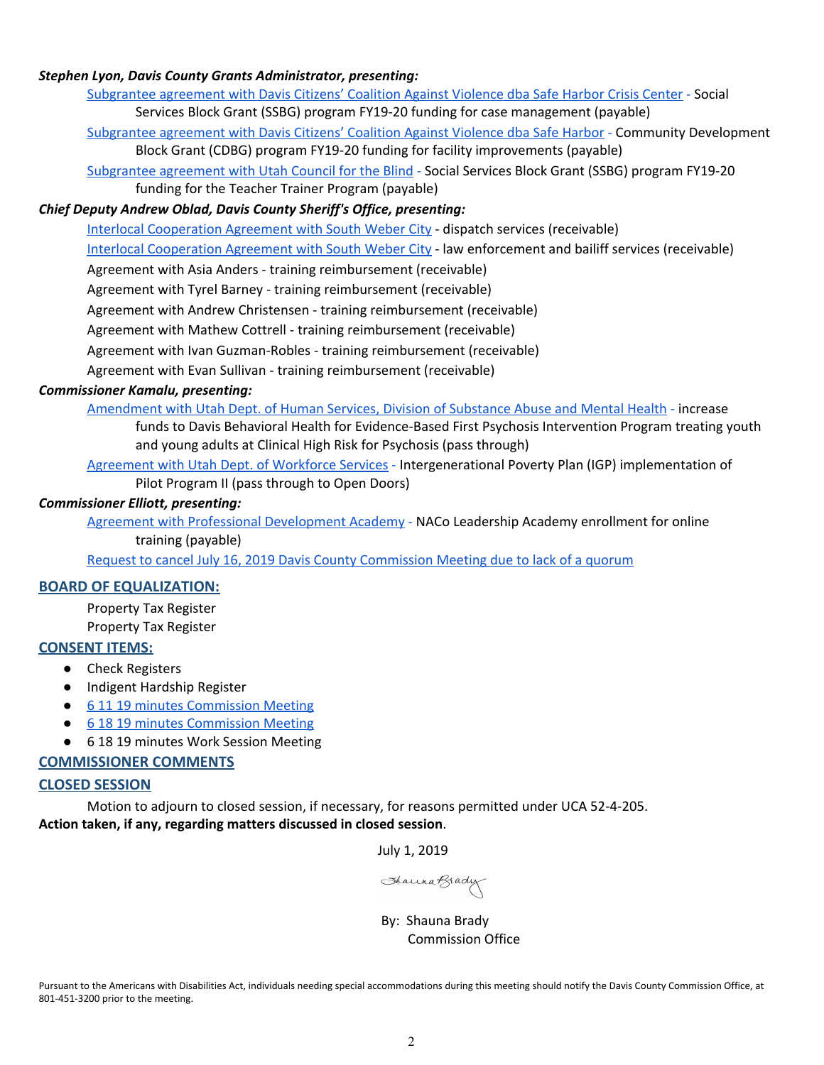***Stephen Lyon, Davis County Grants Administrator, presenting:***

Subgrantee agreement with Davis Citizens' Coalition Against Violence dba Safe Harbor Crisis Center - Social Services Block Grant (SSBG) program FY19-20 funding for case management (payable)

Subgrantee agreement with Davis Citizens' Coalition Against Violence dba Safe Harbor - Community Development Block Grant (CDBG) program FY19-20 funding for facility improvements (payable)

Subgrantee agreement with Utah Council for the Blind - Social Services Block Grant (SSBG) program FY19-20 funding for the Teacher Trainer Program (payable)

***Chief Deputy Andrew Oblad, Davis County Sheriff's Office, presenting:***

Interlocal Cooperation Agreement with South Weber City - dispatch services (receivable)

Interlocal Cooperation Agreement with South Weber City - law enforcement and bailiff services (receivable)

Agreement with Asia Anders - training reimbursement (receivable)

Agreement with Tyrel Barney - training reimbursement (receivable)

Agreement with Andrew Christensen - training reimbursement (receivable)

Agreement with Mathew Cottrell - training reimbursement (receivable)

Agreement with Ivan Guzman-Robles - training reimbursement (receivable)

Agreement with Evan Sullivan - training reimbursement (receivable)

***Commissioner Kamalu, presenting:***

Amendment with Utah Dept. of Human Services, Division of Substance Abuse and Mental Health - increase funds to Davis Behavioral Health for Evidence-Based First Psychosis Intervention Program treating youth and young adults at Clinical High Risk for Psychosis (pass through)

Agreement with Utah Dept. of Workforce Services - Intergenerational Poverty Plan (IGP) implementation of Pilot Program II (pass through to Open Doors)

***Commissioner Elliott, presenting:***

Agreement with Professional Development Academy - NACo Leadership Academy enrollment for online training (payable)

Request to cancel July 16, 2019 Davis County Commission Meeting due to lack of a quorum

## BOARD OF EQUALIZATION:

Property Tax Register

Property Tax Register

## CONSENT ITEMS:

- Check Registers
- Indigent Hardship Register
- 6 11 19 minutes Commission Meeting
- 6 18 19 minutes Commission Meeting
- 6 18 19 minutes Work Session Meeting

## COMMISSIONER COMMENTS

## CLOSED SESSION

Motion to adjourn to closed session, if necessary, for reasons permitted under UCA 52-4-205.

**Action taken, if any, regarding matters discussed in closed session**.

July 1, 2019

Shauna Brady

By: Shauna Brady
Commission Office

Pursuant to the Americans with Disabilities Act, individuals needing special accommodations during this meeting should notify the Davis County Commission Office, at 801-451-3200 prior to the meeting.